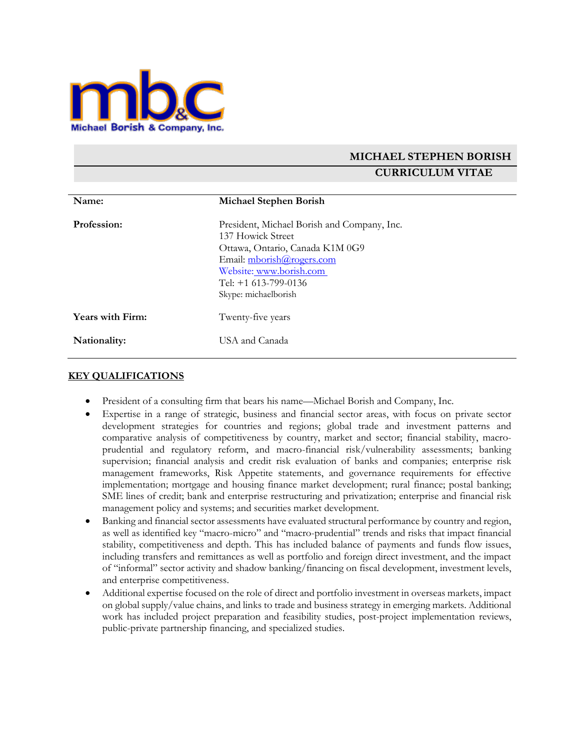mbc

Michael Borish & Company, Inc.

# MICHAEL STEPHEN BORISH
## CURRICULUM VITAE

| | |
|---|---|
| **Name:** | **Michael Stephen Borish** |
| **Profession:** | President, Michael Borish and Company, Inc.<br>137 Howick Street<br>Ottawa, Ontario, Canada K1M 0G9<br>Email: mborish@rogers.com<br>Website: www.borish.com<br>Tel: +1 613-799-0136<br>Skype: michaelborish |
| **Years with Firm:** | Twenty-five years |
| **Nationality:** | USA and Canada |

## KEY QUALIFICATIONS

- President of a consulting firm that bears his name—Michael Borish and Company, Inc.
- Expertise in a range of strategic, business and financial sector areas, with focus on private sector development strategies for countries and regions; global trade and investment patterns and comparative analysis of competitiveness by country, market and sector; financial stability, macro-prudential and regulatory reform, and macro-financial risk/vulnerability assessments; banking supervision; financial analysis and credit risk evaluation of banks and companies; enterprise risk management frameworks, Risk Appetite statements, and governance requirements for effective implementation; mortgage and housing finance market development; rural finance; postal banking; SME lines of credit; bank and enterprise restructuring and privatization; enterprise and financial risk management policy and systems; and securities market development.
- Banking and financial sector assessments have evaluated structural performance by country and region, as well as identified key "macro-micro" and "macro-prudential" trends and risks that impact financial stability, competitiveness and depth. This has included balance of payments and funds flow issues, including transfers and remittances as well as portfolio and foreign direct investment, and the impact of "informal" sector activity and shadow banking/financing on fiscal development, investment levels, and enterprise competitiveness.
- Additional expertise focused on the role of direct and portfolio investment in overseas markets, impact on global supply/value chains, and links to trade and business strategy in emerging markets. Additional work has included project preparation and feasibility studies, post-project implementation reviews, public-private partnership financing, and specialized studies.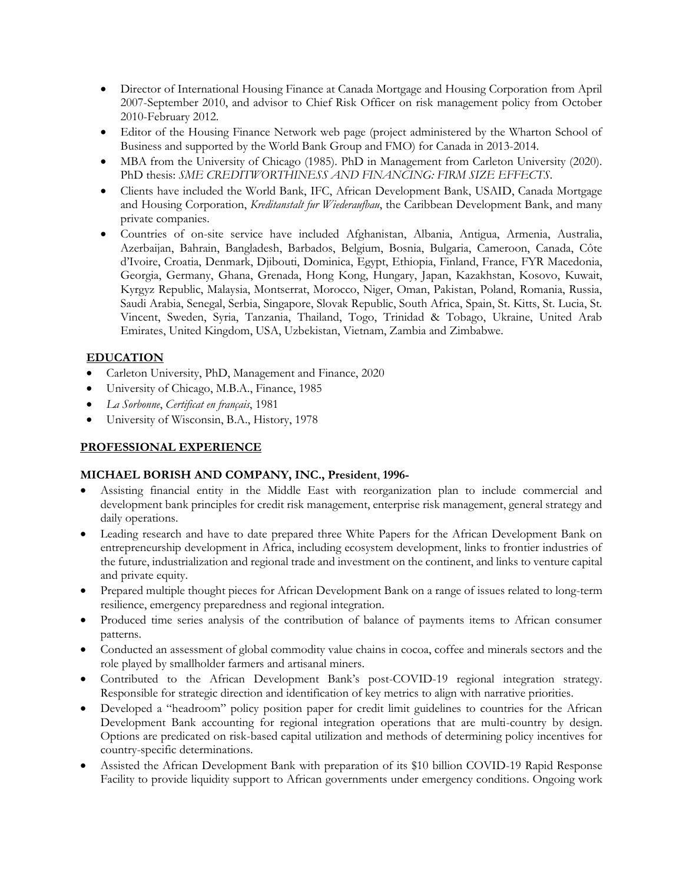- Director of International Housing Finance at Canada Mortgage and Housing Corporation from April 2007-September 2010, and advisor to Chief Risk Officer on risk management policy from October 2010-February 2012.
- Editor of the Housing Finance Network web page (project administered by the Wharton School of Business and supported by the World Bank Group and FMO) for Canada in 2013-2014.
- MBA from the University of Chicago (1985). PhD in Management from Carleton University (2020). PhD thesis: *SME CREDITWORTHINESS AND FINANCING: FIRM SIZE EFFECTS*.
- Clients have included the World Bank, IFC, African Development Bank, USAID, Canada Mortgage and Housing Corporation, *Kreditanstalt fur Wiederaufbau*, the Caribbean Development Bank, and many private companies.
- Countries of on-site service have included Afghanistan, Albania, Antigua, Armenia, Australia, Azerbaijan, Bahrain, Bangladesh, Barbados, Belgium, Bosnia, Bulgaria, Cameroon, Canada, Côte d'Ivoire, Croatia, Denmark, Djibouti, Dominica, Egypt, Ethiopia, Finland, France, FYR Macedonia, Georgia, Germany, Ghana, Grenada, Hong Kong, Hungary, Japan, Kazakhstan, Kosovo, Kuwait, Kyrgyz Republic, Malaysia, Montserrat, Morocco, Niger, Oman, Pakistan, Poland, Romania, Russia, Saudi Arabia, Senegal, Serbia, Singapore, Slovak Republic, South Africa, Spain, St. Kitts, St. Lucia, St. Vincent, Sweden, Syria, Tanzania, Thailand, Togo, Trinidad & Tobago, Ukraine, United Arab Emirates, United Kingdom, USA, Uzbekistan, Vietnam, Zambia and Zimbabwe.

## EDUCATION

- Carleton University, PhD, Management and Finance, 2020
- University of Chicago, M.B.A., Finance, 1985
- *La Sorbonne*, *Certificat en français*, 1981
- University of Wisconsin, B.A., History, 1978

## PROFESSIONAL EXPERIENCE

### MICHAEL BORISH AND COMPANY, INC., President, 1996-

- Assisting financial entity in the Middle East with reorganization plan to include commercial and development bank principles for credit risk management, enterprise risk management, general strategy and daily operations.
- Leading research and have to date prepared three White Papers for the African Development Bank on entrepreneurship development in Africa, including ecosystem development, links to frontier industries of the future, industrialization and regional trade and investment on the continent, and links to venture capital and private equity.
- Prepared multiple thought pieces for African Development Bank on a range of issues related to long-term resilience, emergency preparedness and regional integration.
- Produced time series analysis of the contribution of balance of payments items to African consumer patterns.
- Conducted an assessment of global commodity value chains in cocoa, coffee and minerals sectors and the role played by smallholder farmers and artisanal miners.
- Contributed to the African Development Bank's post-COVID-19 regional integration strategy. Responsible for strategic direction and identification of key metrics to align with narrative priorities.
- Developed a "headroom" policy position paper for credit limit guidelines to countries for the African Development Bank accounting for regional integration operations that are multi-country by design. Options are predicated on risk-based capital utilization and methods of determining policy incentives for country-specific determinations.
- Assisted the African Development Bank with preparation of its $10 billion COVID-19 Rapid Response Facility to provide liquidity support to African governments under emergency conditions. Ongoing work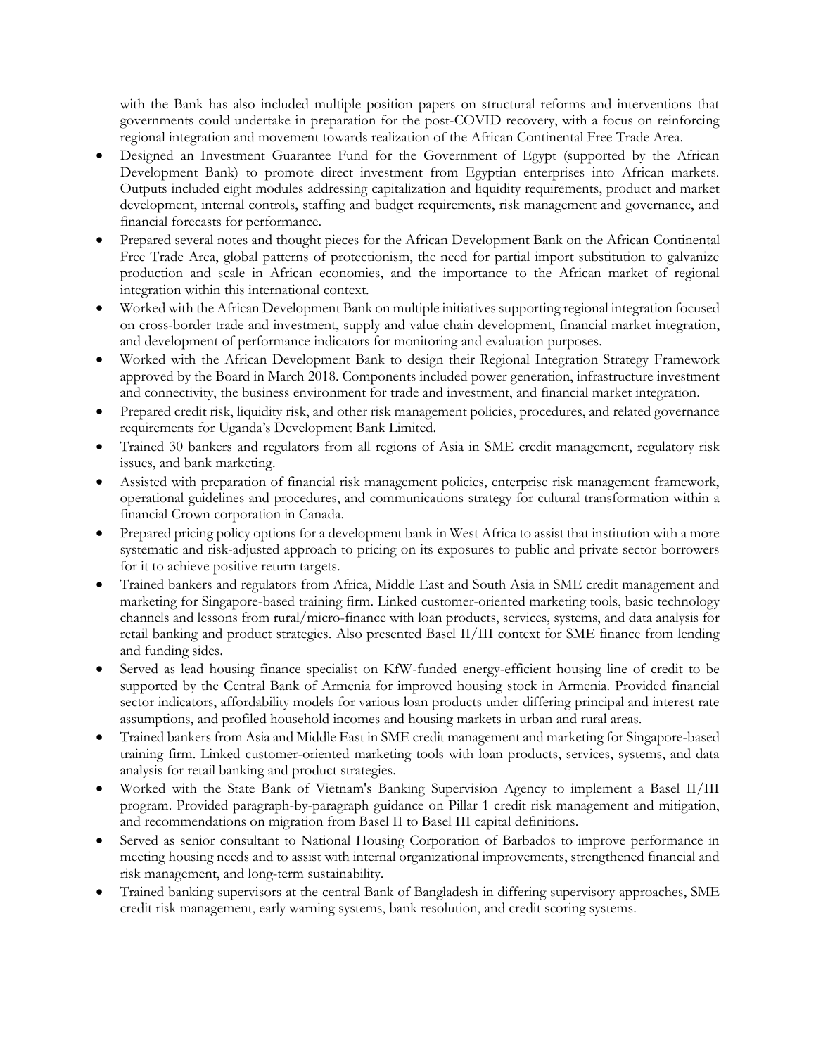with the Bank has also included multiple position papers on structural reforms and interventions that governments could undertake in preparation for the post-COVID recovery, with a focus on reinforcing regional integration and movement towards realization of the African Continental Free Trade Area.

- Designed an Investment Guarantee Fund for the Government of Egypt (supported by the African Development Bank) to promote direct investment from Egyptian enterprises into African markets. Outputs included eight modules addressing capitalization and liquidity requirements, product and market development, internal controls, staffing and budget requirements, risk management and governance, and financial forecasts for performance.
- Prepared several notes and thought pieces for the African Development Bank on the African Continental Free Trade Area, global patterns of protectionism, the need for partial import substitution to galvanize production and scale in African economies, and the importance to the African market of regional integration within this international context.
- Worked with the African Development Bank on multiple initiatives supporting regional integration focused on cross-border trade and investment, supply and value chain development, financial market integration, and development of performance indicators for monitoring and evaluation purposes.
- Worked with the African Development Bank to design their Regional Integration Strategy Framework approved by the Board in March 2018. Components included power generation, infrastructure investment and connectivity, the business environment for trade and investment, and financial market integration.
- Prepared credit risk, liquidity risk, and other risk management policies, procedures, and related governance requirements for Uganda's Development Bank Limited.
- Trained 30 bankers and regulators from all regions of Asia in SME credit management, regulatory risk issues, and bank marketing.
- Assisted with preparation of financial risk management policies, enterprise risk management framework, operational guidelines and procedures, and communications strategy for cultural transformation within a financial Crown corporation in Canada.
- Prepared pricing policy options for a development bank in West Africa to assist that institution with a more systematic and risk-adjusted approach to pricing on its exposures to public and private sector borrowers for it to achieve positive return targets.
- Trained bankers and regulators from Africa, Middle East and South Asia in SME credit management and marketing for Singapore-based training firm. Linked customer-oriented marketing tools, basic technology channels and lessons from rural/micro-finance with loan products, services, systems, and data analysis for retail banking and product strategies. Also presented Basel II/III context for SME finance from lending and funding sides.
- Served as lead housing finance specialist on KfW-funded energy-efficient housing line of credit to be supported by the Central Bank of Armenia for improved housing stock in Armenia. Provided financial sector indicators, affordability models for various loan products under differing principal and interest rate assumptions, and profiled household incomes and housing markets in urban and rural areas.
- Trained bankers from Asia and Middle East in SME credit management and marketing for Singapore-based training firm. Linked customer-oriented marketing tools with loan products, services, systems, and data analysis for retail banking and product strategies.
- Worked with the State Bank of Vietnam's Banking Supervision Agency to implement a Basel II/III program. Provided paragraph-by-paragraph guidance on Pillar 1 credit risk management and mitigation, and recommendations on migration from Basel II to Basel III capital definitions.
- Served as senior consultant to National Housing Corporation of Barbados to improve performance in meeting housing needs and to assist with internal organizational improvements, strengthened financial and risk management, and long-term sustainability.
- Trained banking supervisors at the central Bank of Bangladesh in differing supervisory approaches, SME credit risk management, early warning systems, bank resolution, and credit scoring systems.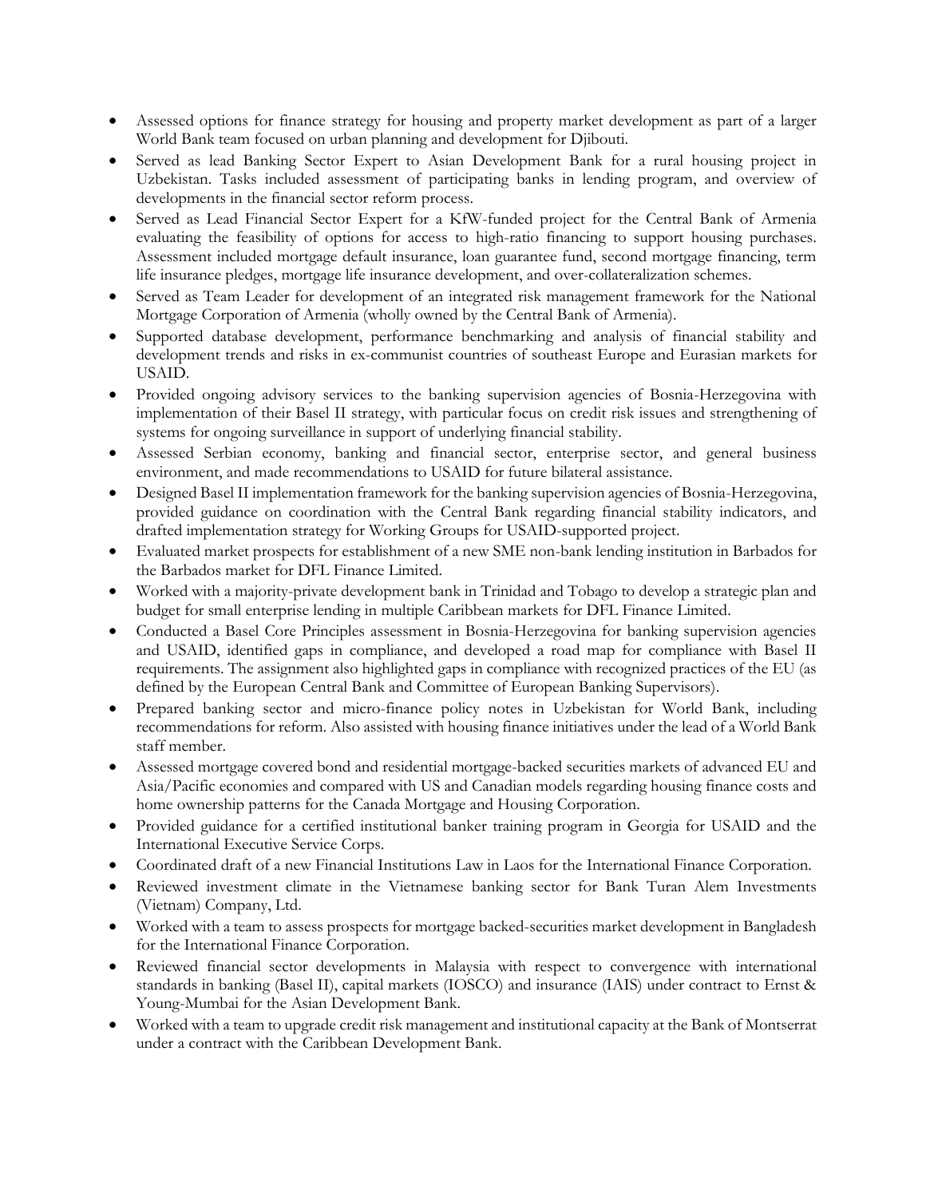- Assessed options for finance strategy for housing and property market development as part of a larger World Bank team focused on urban planning and development for Djibouti.
- Served as lead Banking Sector Expert to Asian Development Bank for a rural housing project in Uzbekistan. Tasks included assessment of participating banks in lending program, and overview of developments in the financial sector reform process.
- Served as Lead Financial Sector Expert for a KfW-funded project for the Central Bank of Armenia evaluating the feasibility of options for access to high-ratio financing to support housing purchases. Assessment included mortgage default insurance, loan guarantee fund, second mortgage financing, term life insurance pledges, mortgage life insurance development, and over-collateralization schemes.
- Served as Team Leader for development of an integrated risk management framework for the National Mortgage Corporation of Armenia (wholly owned by the Central Bank of Armenia).
- Supported database development, performance benchmarking and analysis of financial stability and development trends and risks in ex-communist countries of southeast Europe and Eurasian markets for USAID.
- Provided ongoing advisory services to the banking supervision agencies of Bosnia-Herzegovina with implementation of their Basel II strategy, with particular focus on credit risk issues and strengthening of systems for ongoing surveillance in support of underlying financial stability.
- Assessed Serbian economy, banking and financial sector, enterprise sector, and general business environment, and made recommendations to USAID for future bilateral assistance.
- Designed Basel II implementation framework for the banking supervision agencies of Bosnia-Herzegovina, provided guidance on coordination with the Central Bank regarding financial stability indicators, and drafted implementation strategy for Working Groups for USAID-supported project.
- Evaluated market prospects for establishment of a new SME non-bank lending institution in Barbados for the Barbados market for DFL Finance Limited.
- Worked with a majority-private development bank in Trinidad and Tobago to develop a strategic plan and budget for small enterprise lending in multiple Caribbean markets for DFL Finance Limited.
- Conducted a Basel Core Principles assessment in Bosnia-Herzegovina for banking supervision agencies and USAID, identified gaps in compliance, and developed a road map for compliance with Basel II requirements. The assignment also highlighted gaps in compliance with recognized practices of the EU (as defined by the European Central Bank and Committee of European Banking Supervisors).
- Prepared banking sector and micro-finance policy notes in Uzbekistan for World Bank, including recommendations for reform. Also assisted with housing finance initiatives under the lead of a World Bank staff member.
- Assessed mortgage covered bond and residential mortgage-backed securities markets of advanced EU and Asia/Pacific economies and compared with US and Canadian models regarding housing finance costs and home ownership patterns for the Canada Mortgage and Housing Corporation.
- Provided guidance for a certified institutional banker training program in Georgia for USAID and the International Executive Service Corps.
- Coordinated draft of a new Financial Institutions Law in Laos for the International Finance Corporation.
- Reviewed investment climate in the Vietnamese banking sector for Bank Turan Alem Investments (Vietnam) Company, Ltd.
- Worked with a team to assess prospects for mortgage backed-securities market development in Bangladesh for the International Finance Corporation.
- Reviewed financial sector developments in Malaysia with respect to convergence with international standards in banking (Basel II), capital markets (IOSCO) and insurance (IAIS) under contract to Ernst & Young-Mumbai for the Asian Development Bank.
- Worked with a team to upgrade credit risk management and institutional capacity at the Bank of Montserrat under a contract with the Caribbean Development Bank.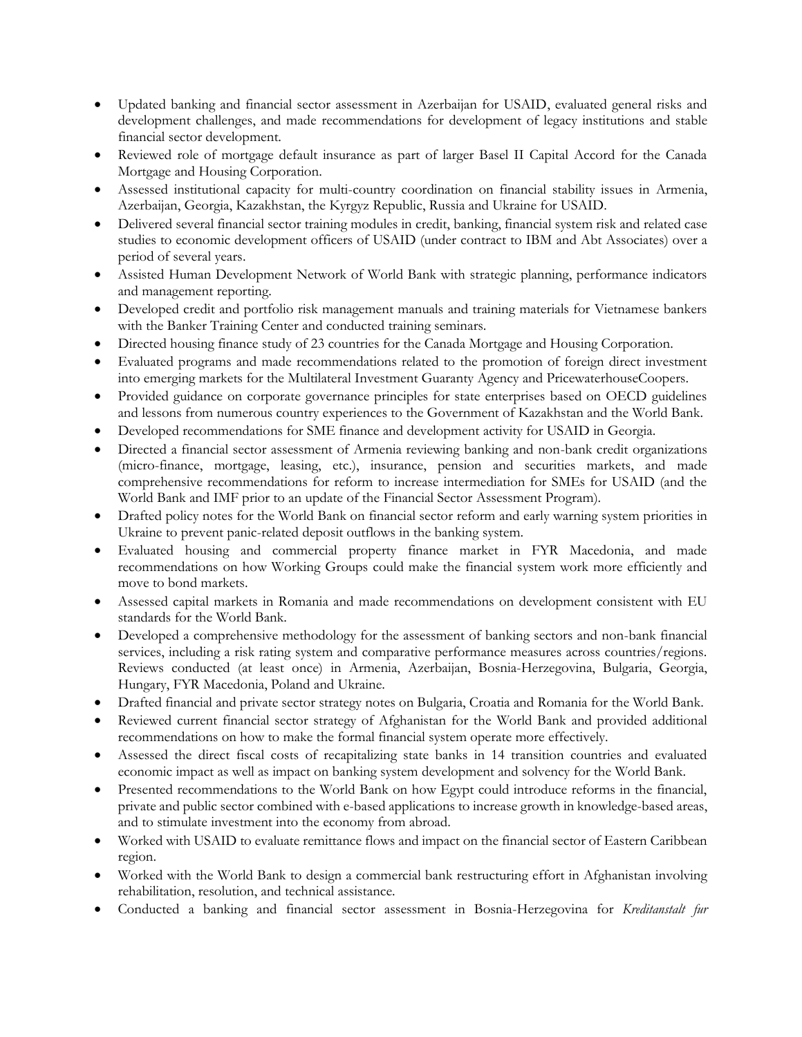- Updated banking and financial sector assessment in Azerbaijan for USAID, evaluated general risks and development challenges, and made recommendations for development of legacy institutions and stable financial sector development.
- Reviewed role of mortgage default insurance as part of larger Basel II Capital Accord for the Canada Mortgage and Housing Corporation.
- Assessed institutional capacity for multi-country coordination on financial stability issues in Armenia, Azerbaijan, Georgia, Kazakhstan, the Kyrgyz Republic, Russia and Ukraine for USAID.
- Delivered several financial sector training modules in credit, banking, financial system risk and related case studies to economic development officers of USAID (under contract to IBM and Abt Associates) over a period of several years.
- Assisted Human Development Network of World Bank with strategic planning, performance indicators and management reporting.
- Developed credit and portfolio risk management manuals and training materials for Vietnamese bankers with the Banker Training Center and conducted training seminars.
- Directed housing finance study of 23 countries for the Canada Mortgage and Housing Corporation.
- Evaluated programs and made recommendations related to the promotion of foreign direct investment into emerging markets for the Multilateral Investment Guaranty Agency and PricewaterhouseCoopers.
- Provided guidance on corporate governance principles for state enterprises based on OECD guidelines and lessons from numerous country experiences to the Government of Kazakhstan and the World Bank.
- Developed recommendations for SME finance and development activity for USAID in Georgia.
- Directed a financial sector assessment of Armenia reviewing banking and non-bank credit organizations (micro-finance, mortgage, leasing, etc.), insurance, pension and securities markets, and made comprehensive recommendations for reform to increase intermediation for SMEs for USAID (and the World Bank and IMF prior to an update of the Financial Sector Assessment Program).
- Drafted policy notes for the World Bank on financial sector reform and early warning system priorities in Ukraine to prevent panic-related deposit outflows in the banking system.
- Evaluated housing and commercial property finance market in FYR Macedonia, and made recommendations on how Working Groups could make the financial system work more efficiently and move to bond markets.
- Assessed capital markets in Romania and made recommendations on development consistent with EU standards for the World Bank.
- Developed a comprehensive methodology for the assessment of banking sectors and non-bank financial services, including a risk rating system and comparative performance measures across countries/regions. Reviews conducted (at least once) in Armenia, Azerbaijan, Bosnia-Herzegovina, Bulgaria, Georgia, Hungary, FYR Macedonia, Poland and Ukraine.
- Drafted financial and private sector strategy notes on Bulgaria, Croatia and Romania for the World Bank.
- Reviewed current financial sector strategy of Afghanistan for the World Bank and provided additional recommendations on how to make the formal financial system operate more effectively.
- Assessed the direct fiscal costs of recapitalizing state banks in 14 transition countries and evaluated economic impact as well as impact on banking system development and solvency for the World Bank.
- Presented recommendations to the World Bank on how Egypt could introduce reforms in the financial, private and public sector combined with e-based applications to increase growth in knowledge-based areas, and to stimulate investment into the economy from abroad.
- Worked with USAID to evaluate remittance flows and impact on the financial sector of Eastern Caribbean region.
- Worked with the World Bank to design a commercial bank restructuring effort in Afghanistan involving rehabilitation, resolution, and technical assistance.
- Conducted a banking and financial sector assessment in Bosnia-Herzegovina for *Kreditanstalt fur*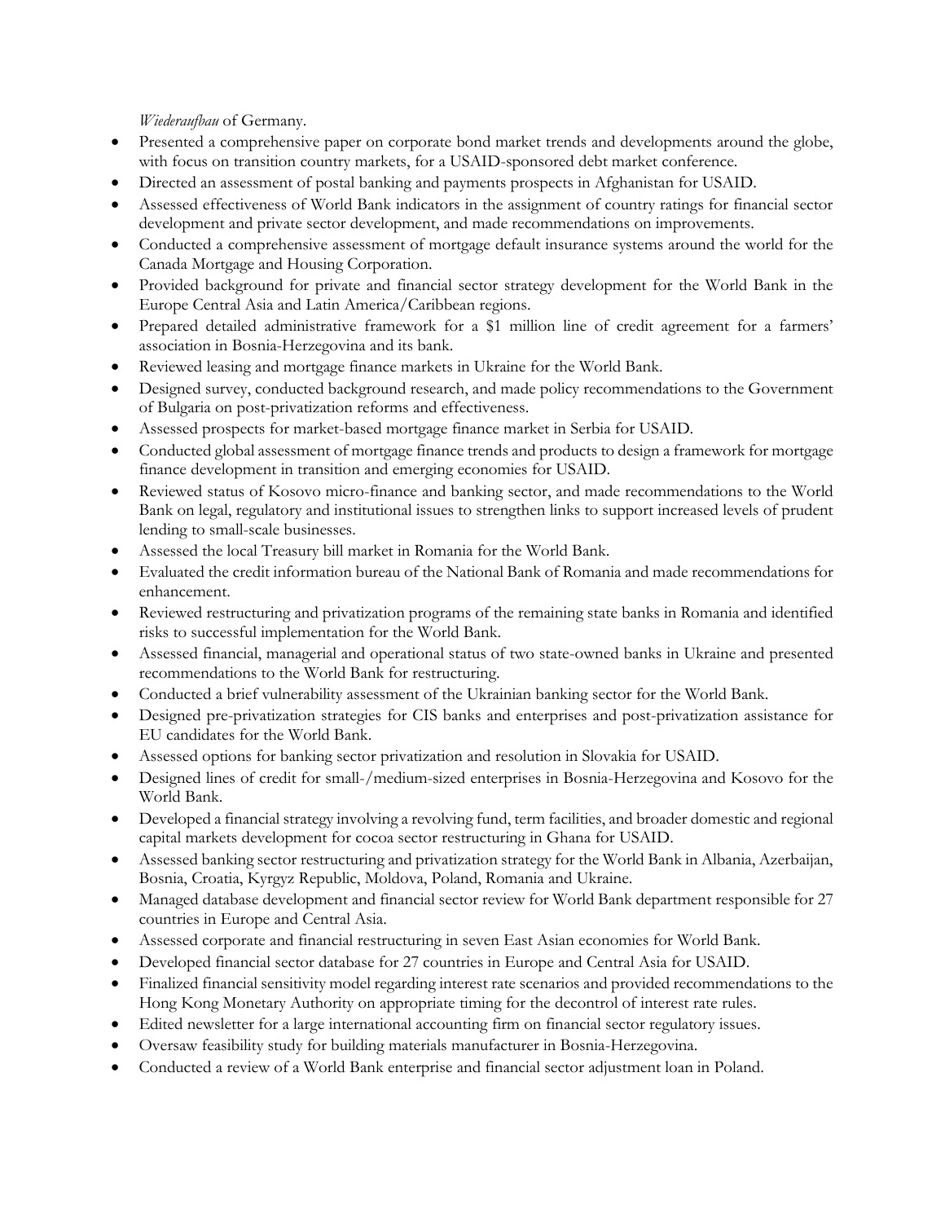*Wiederaufbau* of Germany.

- Presented a comprehensive paper on corporate bond market trends and developments around the globe, with focus on transition country markets, for a USAID-sponsored debt market conference.
- Directed an assessment of postal banking and payments prospects in Afghanistan for USAID.
- Assessed effectiveness of World Bank indicators in the assignment of country ratings for financial sector development and private sector development, and made recommendations on improvements.
- Conducted a comprehensive assessment of mortgage default insurance systems around the world for the Canada Mortgage and Housing Corporation.
- Provided background for private and financial sector strategy development for the World Bank in the Europe Central Asia and Latin America/Caribbean regions.
- Prepared detailed administrative framework for a $1 million line of credit agreement for a farmers' association in Bosnia-Herzegovina and its bank.
- Reviewed leasing and mortgage finance markets in Ukraine for the World Bank.
- Designed survey, conducted background research, and made policy recommendations to the Government of Bulgaria on post-privatization reforms and effectiveness.
- Assessed prospects for market-based mortgage finance market in Serbia for USAID.
- Conducted global assessment of mortgage finance trends and products to design a framework for mortgage finance development in transition and emerging economies for USAID.
- Reviewed status of Kosovo micro-finance and banking sector, and made recommendations to the World Bank on legal, regulatory and institutional issues to strengthen links to support increased levels of prudent lending to small-scale businesses.
- Assessed the local Treasury bill market in Romania for the World Bank.
- Evaluated the credit information bureau of the National Bank of Romania and made recommendations for enhancement.
- Reviewed restructuring and privatization programs of the remaining state banks in Romania and identified risks to successful implementation for the World Bank.
- Assessed financial, managerial and operational status of two state-owned banks in Ukraine and presented recommendations to the World Bank for restructuring.
- Conducted a brief vulnerability assessment of the Ukrainian banking sector for the World Bank.
- Designed pre-privatization strategies for CIS banks and enterprises and post-privatization assistance for EU candidates for the World Bank.
- Assessed options for banking sector privatization and resolution in Slovakia for USAID.
- Designed lines of credit for small-/medium-sized enterprises in Bosnia-Herzegovina and Kosovo for the World Bank.
- Developed a financial strategy involving a revolving fund, term facilities, and broader domestic and regional capital markets development for cocoa sector restructuring in Ghana for USAID.
- Assessed banking sector restructuring and privatization strategy for the World Bank in Albania, Azerbaijan, Bosnia, Croatia, Kyrgyz Republic, Moldova, Poland, Romania and Ukraine.
- Managed database development and financial sector review for World Bank department responsible for 27 countries in Europe and Central Asia.
- Assessed corporate and financial restructuring in seven East Asian economies for World Bank.
- Developed financial sector database for 27 countries in Europe and Central Asia for USAID.
- Finalized financial sensitivity model regarding interest rate scenarios and provided recommendations to the Hong Kong Monetary Authority on appropriate timing for the decontrol of interest rate rules.
- Edited newsletter for a large international accounting firm on financial sector regulatory issues.
- Oversaw feasibility study for building materials manufacturer in Bosnia-Herzegovina.
- Conducted a review of a World Bank enterprise and financial sector adjustment loan in Poland.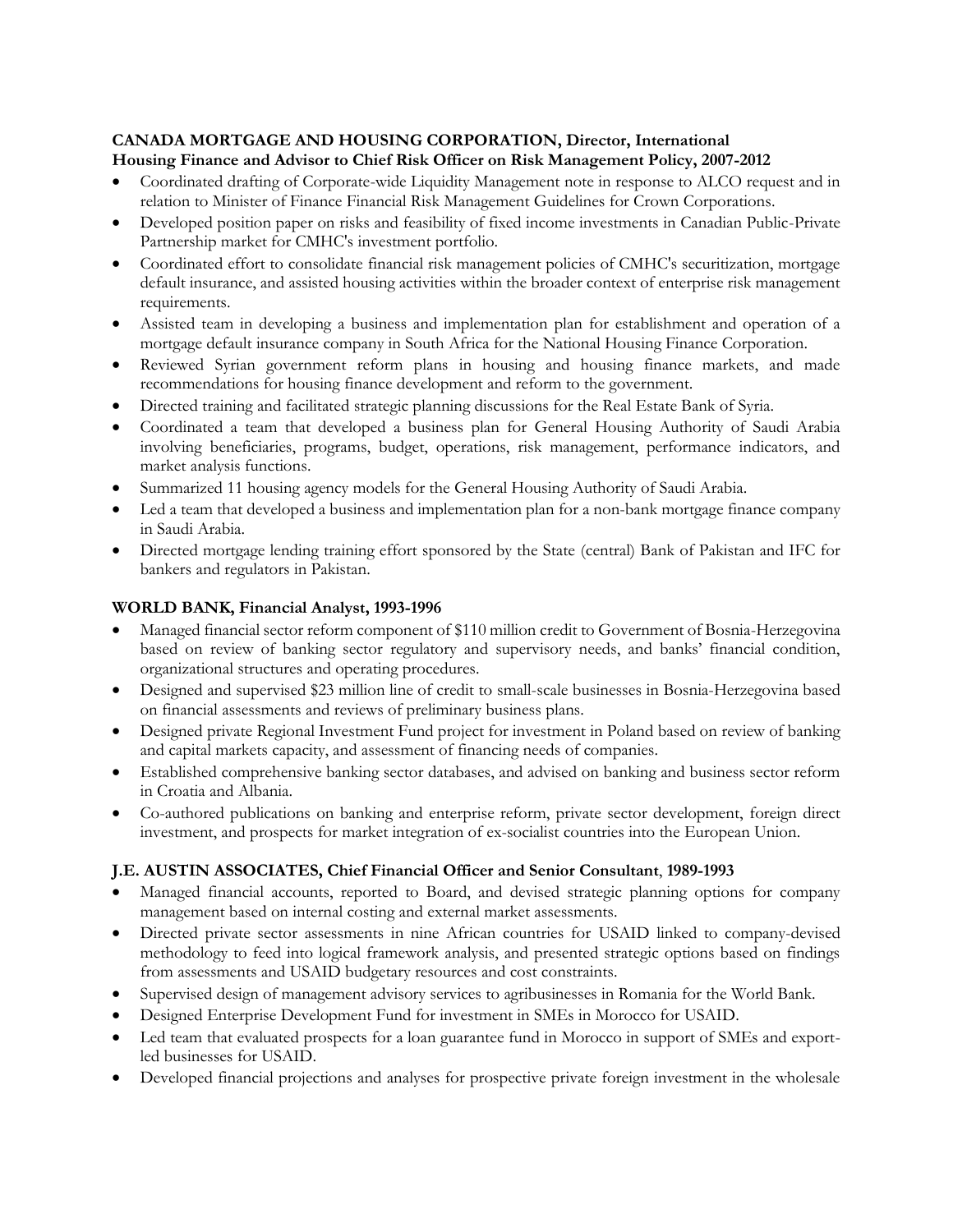**CANADA MORTGAGE AND HOUSING CORPORATION, Director, International Housing Finance and Advisor to Chief Risk Officer on Risk Management Policy, 2007-2012**

- Coordinated drafting of Corporate-wide Liquidity Management note in response to ALCO request and in relation to Minister of Finance Financial Risk Management Guidelines for Crown Corporations.
- Developed position paper on risks and feasibility of fixed income investments in Canadian Public-Private Partnership market for CMHC's investment portfolio.
- Coordinated effort to consolidate financial risk management policies of CMHC's securitization, mortgage default insurance, and assisted housing activities within the broader context of enterprise risk management requirements.
- Assisted team in developing a business and implementation plan for establishment and operation of a mortgage default insurance company in South Africa for the National Housing Finance Corporation.
- Reviewed Syrian government reform plans in housing and housing finance markets, and made recommendations for housing finance development and reform to the government.
- Directed training and facilitated strategic planning discussions for the Real Estate Bank of Syria.
- Coordinated a team that developed a business plan for General Housing Authority of Saudi Arabia involving beneficiaries, programs, budget, operations, risk management, performance indicators, and market analysis functions.
- Summarized 11 housing agency models for the General Housing Authority of Saudi Arabia.
- Led a team that developed a business and implementation plan for a non-bank mortgage finance company in Saudi Arabia.
- Directed mortgage lending training effort sponsored by the State (central) Bank of Pakistan and IFC for bankers and regulators in Pakistan.

**WORLD BANK, Financial Analyst, 1993-1996**

- Managed financial sector reform component of $110 million credit to Government of Bosnia-Herzegovina based on review of banking sector regulatory and supervisory needs, and banks' financial condition, organizational structures and operating procedures.
- Designed and supervised $23 million line of credit to small-scale businesses in Bosnia-Herzegovina based on financial assessments and reviews of preliminary business plans.
- Designed private Regional Investment Fund project for investment in Poland based on review of banking and capital markets capacity, and assessment of financing needs of companies.
- Established comprehensive banking sector databases, and advised on banking and business sector reform in Croatia and Albania.
- Co-authored publications on banking and enterprise reform, private sector development, foreign direct investment, and prospects for market integration of ex-socialist countries into the European Union.

**J.E. AUSTIN ASSOCIATES, Chief Financial Officer and Senior Consultant, 1989-1993**

- Managed financial accounts, reported to Board, and devised strategic planning options for company management based on internal costing and external market assessments.
- Directed private sector assessments in nine African countries for USAID linked to company-devised methodology to feed into logical framework analysis, and presented strategic options based on findings from assessments and USAID budgetary resources and cost constraints.
- Supervised design of management advisory services to agribusinesses in Romania for the World Bank.
- Designed Enterprise Development Fund for investment in SMEs in Morocco for USAID.
- Led team that evaluated prospects for a loan guarantee fund in Morocco in support of SMEs and export-led businesses for USAID.
- Developed financial projections and analyses for prospective private foreign investment in the wholesale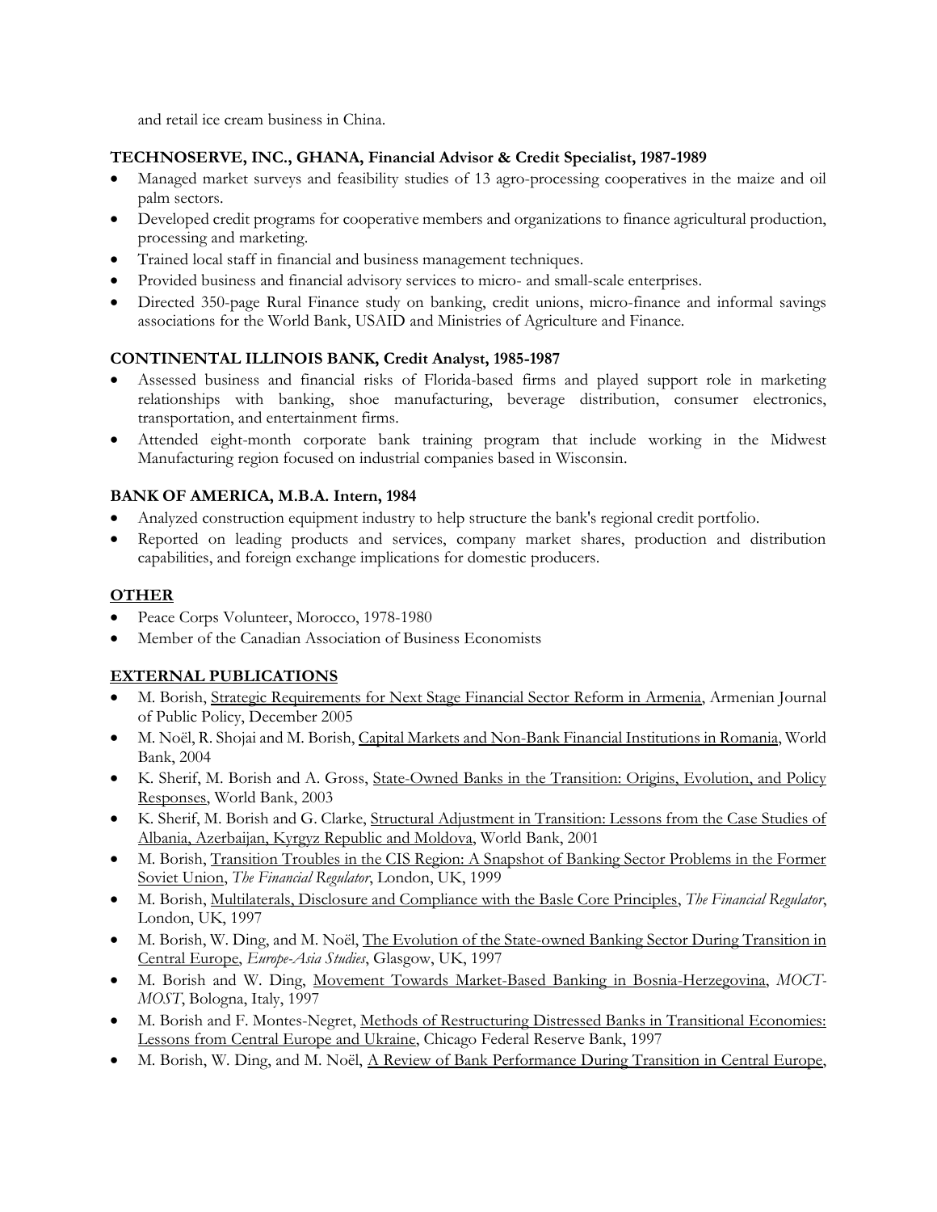and retail ice cream business in China.

**TECHNOSERVE, INC., GHANA, Financial Advisor & Credit Specialist, 1987-1989**

- Managed market surveys and feasibility studies of 13 agro-processing cooperatives in the maize and oil palm sectors.
- Developed credit programs for cooperative members and organizations to finance agricultural production, processing and marketing.
- Trained local staff in financial and business management techniques.
- Provided business and financial advisory services to micro- and small-scale enterprises.
- Directed 350-page Rural Finance study on banking, credit unions, micro-finance and informal savings associations for the World Bank, USAID and Ministries of Agriculture and Finance.

**CONTINENTAL ILLINOIS BANK, Credit Analyst, 1985-1987**

- Assessed business and financial risks of Florida-based firms and played support role in marketing relationships with banking, shoe manufacturing, beverage distribution, consumer electronics, transportation, and entertainment firms.
- Attended eight-month corporate bank training program that include working in the Midwest Manufacturing region focused on industrial companies based in Wisconsin.

**BANK OF AMERICA, M.B.A. Intern, 1984**

- Analyzed construction equipment industry to help structure the bank's regional credit portfolio.
- Reported on leading products and services, company market shares, production and distribution capabilities, and foreign exchange implications for domestic producers.

## OTHER

- Peace Corps Volunteer, Morocco, 1978-1980
- Member of the Canadian Association of Business Economists

## EXTERNAL PUBLICATIONS

- M. Borish, Strategic Requirements for Next Stage Financial Sector Reform in Armenia, Armenian Journal of Public Policy, December 2005
- M. Noël, R. Shojai and M. Borish, Capital Markets and Non-Bank Financial Institutions in Romania, World Bank, 2004
- K. Sherif, M. Borish and A. Gross, State-Owned Banks in the Transition: Origins, Evolution, and Policy Responses, World Bank, 2003
- K. Sherif, M. Borish and G. Clarke, Structural Adjustment in Transition: Lessons from the Case Studies of Albania, Azerbaijan, Kyrgyz Republic and Moldova, World Bank, 2001
- M. Borish, Transition Troubles in the CIS Region: A Snapshot of Banking Sector Problems in the Former Soviet Union, *The Financial Regulator*, London, UK, 1999
- M. Borish, Multilaterals, Disclosure and Compliance with the Basle Core Principles, *The Financial Regulator*, London, UK, 1997
- M. Borish, W. Ding, and M. Noël, The Evolution of the State-owned Banking Sector During Transition in Central Europe, *Europe-Asia Studies*, Glasgow, UK, 1997
- M. Borish and W. Ding, Movement Towards Market-Based Banking in Bosnia-Herzegovina, *MOCT-MOST*, Bologna, Italy, 1997
- M. Borish and F. Montes-Negret, Methods of Restructuring Distressed Banks in Transitional Economies: Lessons from Central Europe and Ukraine, Chicago Federal Reserve Bank, 1997
- M. Borish, W. Ding, and M. Noël, A Review of Bank Performance During Transition in Central Europe,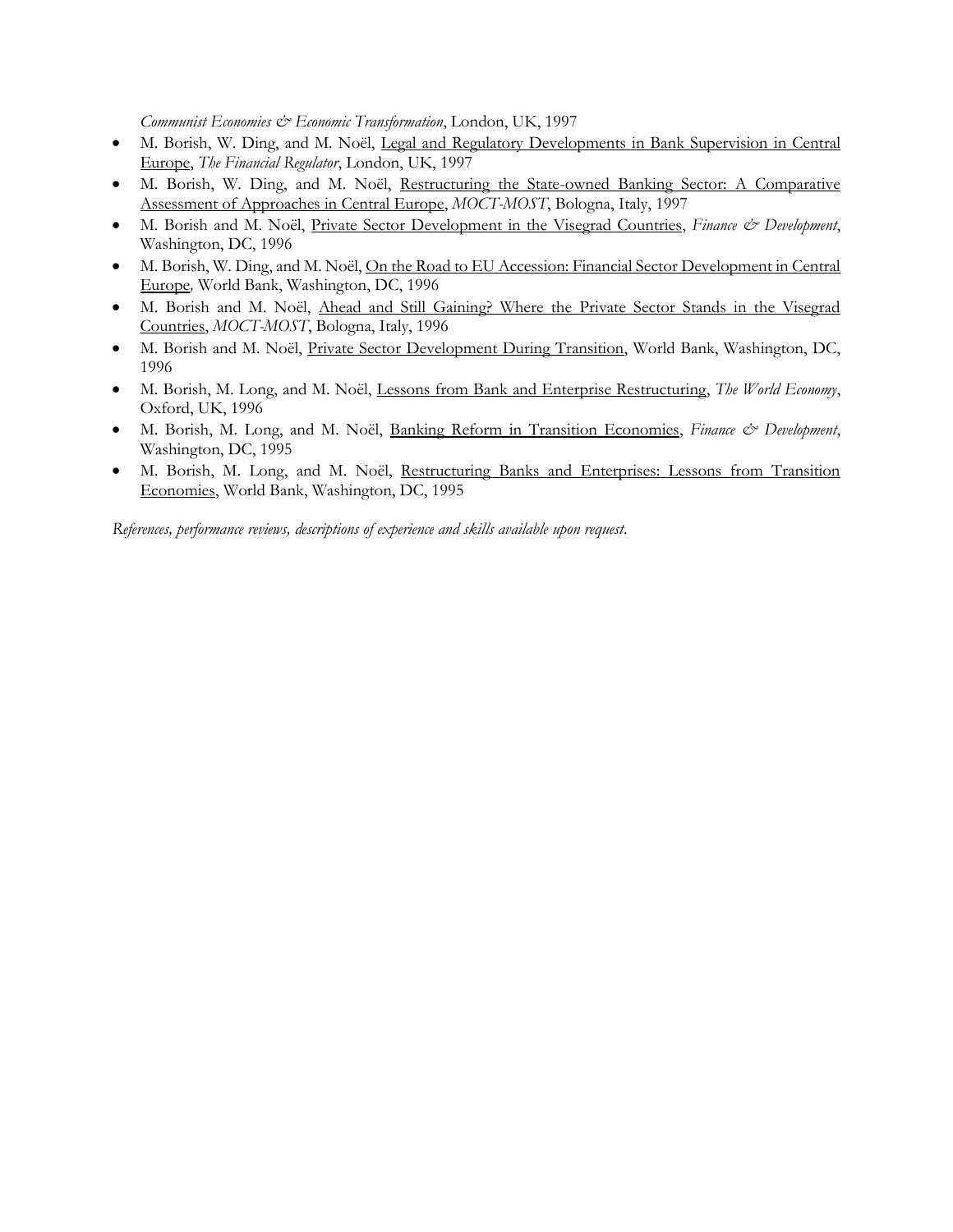*Communist Economies & Economic Transformation*, London, UK, 1997

- M. Borish, W. Ding, and M. Noël, Legal and Regulatory Developments in Bank Supervision in Central Europe, *The Financial Regulator*, London, UK, 1997
- M. Borish, W. Ding, and M. Noël, Restructuring the State-owned Banking Sector: A Comparative Assessment of Approaches in Central Europe, *MOCT-MOST*, Bologna, Italy, 1997
- M. Borish and M. Noël, Private Sector Development in the Visegrad Countries, *Finance & Development*, Washington, DC, 1996
- M. Borish, W. Ding, and M. Noël, On the Road to EU Accession: Financial Sector Development in Central Europe, World Bank, Washington, DC, 1996
- M. Borish and M. Noël, Ahead and Still Gaining? Where the Private Sector Stands in the Visegrad Countries, *MOCT-MOST*, Bologna, Italy, 1996
- M. Borish and M. Noël, Private Sector Development During Transition, World Bank, Washington, DC, 1996
- M. Borish, M. Long, and M. Noël, Lessons from Bank and Enterprise Restructuring, *The World Economy*, Oxford, UK, 1996
- M. Borish, M. Long, and M. Noël, Banking Reform in Transition Economies, *Finance & Development*, Washington, DC, 1995
- M. Borish, M. Long, and M. Noël, Restructuring Banks and Enterprises: Lessons from Transition Economies, World Bank, Washington, DC, 1995

*References, performance reviews, descriptions of experience and skills available upon request.*